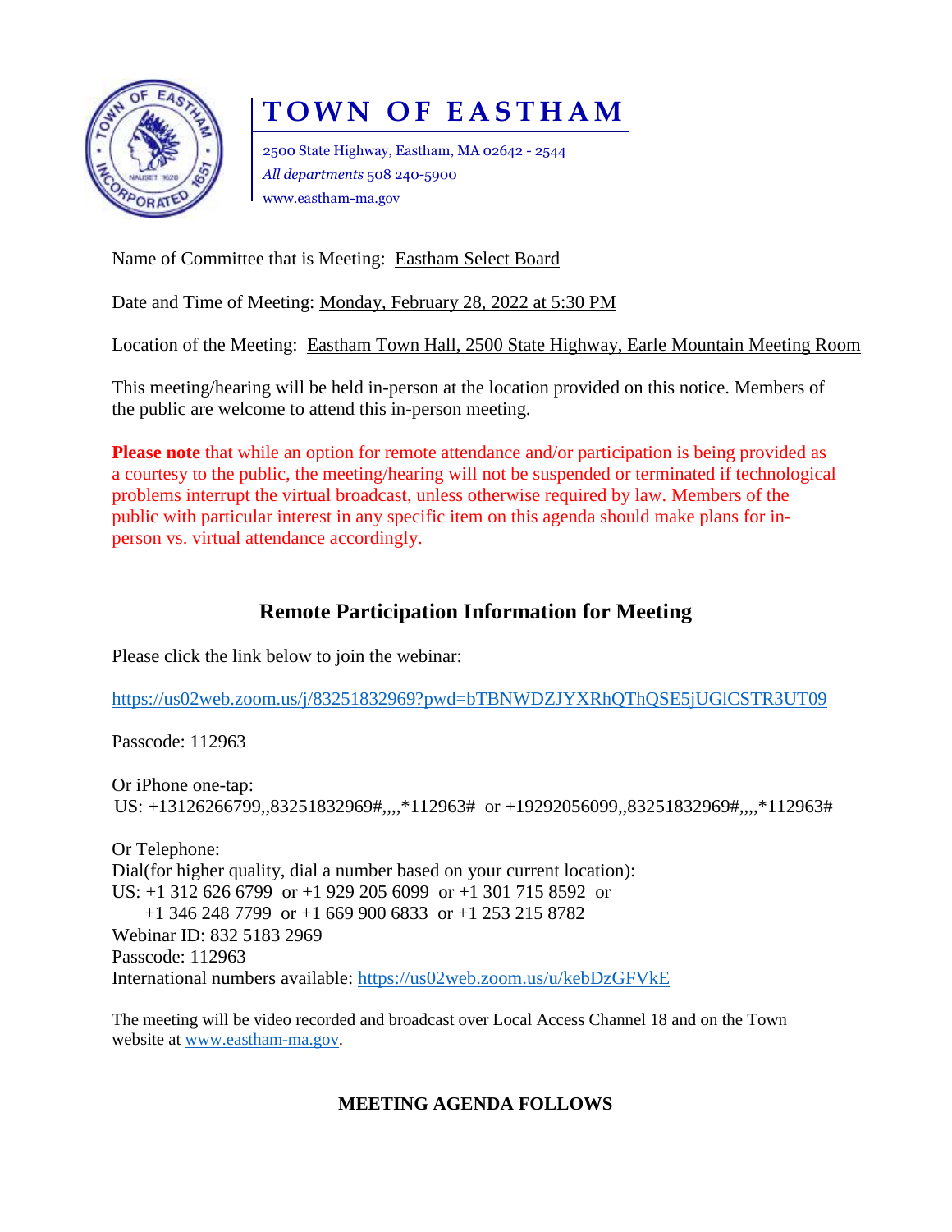# TOWN OF EASTHAM

2500 State Highway, Eastham, MA 02642 - 2544
*All departments* 508 240-5900
www.eastham-ma.gov

Name of Committee that is Meeting: Eastham Select Board

Date and Time of Meeting: Monday, February 28, 2022 at 5:30 PM

Location of the Meeting: Eastham Town Hall, 2500 State Highway, Earle Mountain Meeting Room

This meeting/hearing will be held in-person at the location provided on this notice. Members of the public are welcome to attend this in-person meeting.

**Please note** that while an option for remote attendance and/or participation is being provided as a courtesy to the public, the meeting/hearing will not be suspended or terminated if technological problems interrupt the virtual broadcast, unless otherwise required by law. Members of the public with particular interest in any specific item on this agenda should make plans for in-person vs. virtual attendance accordingly.

## Remote Participation Information for Meeting

Please click the link below to join the webinar:

https://us02web.zoom.us/j/83251832969?pwd=bTBNWDZJYXRhQThQSE5jUGlCSTR3UT09

Passcode: 112963

Or iPhone one-tap:
US: +13126266799,,83251832969#,,,,*112963# or +19292056099,,83251832969#,,,,*112963#

Or Telephone:
Dial(for higher quality, dial a number based on your current location):
US: +1 312 626 6799 or +1 929 205 6099 or +1 301 715 8592 or
+1 346 248 7799 or +1 669 900 6833 or +1 253 215 8782
Webinar ID: 832 5183 2969
Passcode: 112963
International numbers available: https://us02web.zoom.us/u/kebDzGFVkE

The meeting will be video recorded and broadcast over Local Access Channel 18 and on the Town website at www.eastham-ma.gov.

**MEETING AGENDA FOLLOWS**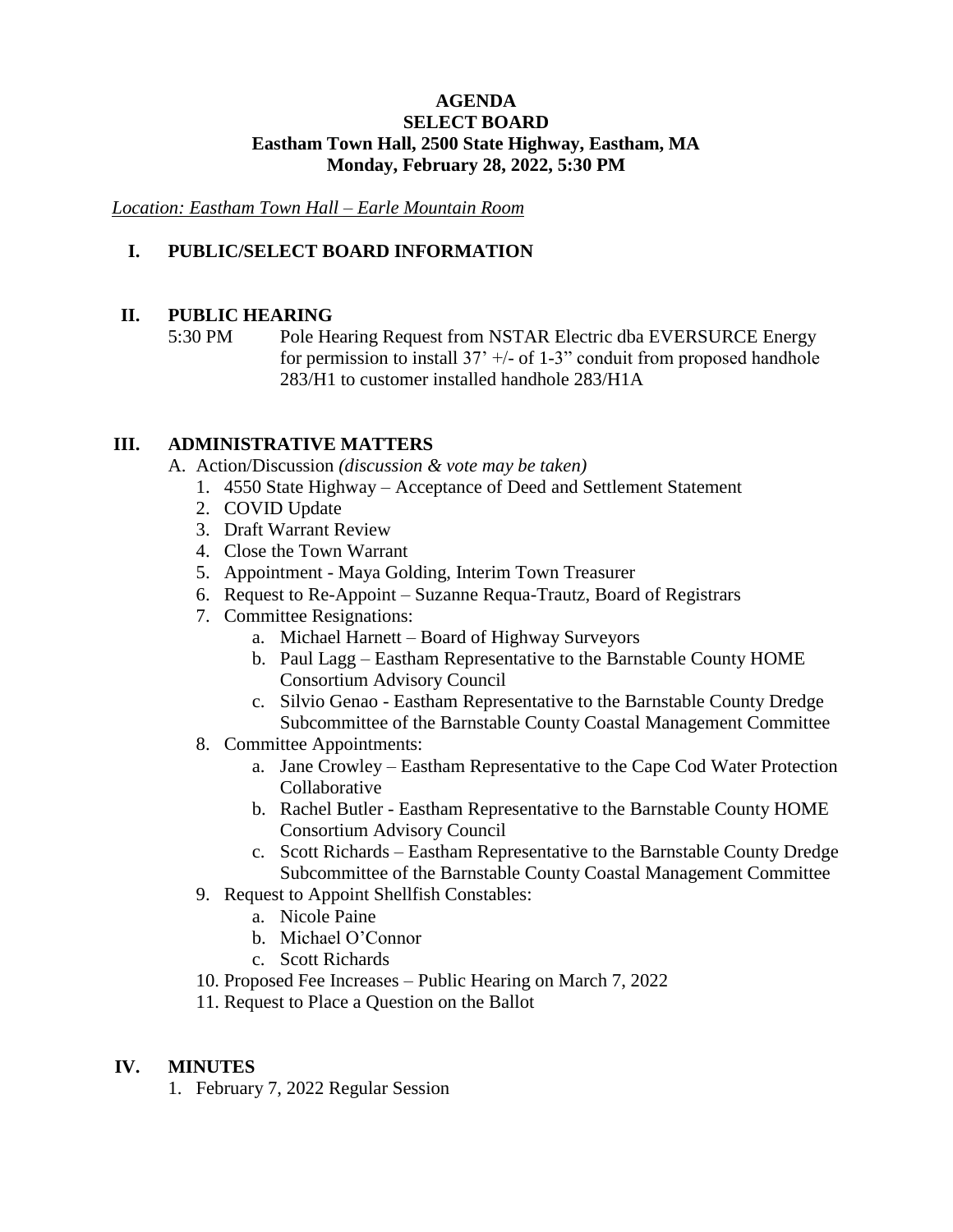**AGENDA**
**SELECT BOARD**
**Eastham Town Hall, 2500 State Highway, Eastham, MA**
**Monday, February 28, 2022, 5:30 PM**

*Location: Eastham Town Hall – Earle Mountain Room*

## I. PUBLIC/SELECT BOARD INFORMATION

## II. PUBLIC HEARING

5:30 PM Pole Hearing Request from NSTAR Electric dba EVERSURCE Energy for permission to install 37' +/- of 1-3" conduit from proposed handhole 283/H1 to customer installed handhole 283/H1A

## III. ADMINISTRATIVE MATTERS

A. Action/Discussion *(discussion & vote may be taken)*

1. 4550 State Highway – Acceptance of Deed and Settlement Statement
2. COVID Update
3. Draft Warrant Review
4. Close the Town Warrant
5. Appointment - Maya Golding, Interim Town Treasurer
6. Request to Re-Appoint – Suzanne Requa-Trautz, Board of Registrars
7. Committee Resignations:
   a. Michael Harnett – Board of Highway Surveyors
   b. Paul Lagg – Eastham Representative to the Barnstable County HOME Consortium Advisory Council
   c. Silvio Genao - Eastham Representative to the Barnstable County Dredge Subcommittee of the Barnstable County Coastal Management Committee
8. Committee Appointments:
   a. Jane Crowley – Eastham Representative to the Cape Cod Water Protection Collaborative
   b. Rachel Butler - Eastham Representative to the Barnstable County HOME Consortium Advisory Council
   c. Scott Richards – Eastham Representative to the Barnstable County Dredge Subcommittee of the Barnstable County Coastal Management Committee
9. Request to Appoint Shellfish Constables:
   a. Nicole Paine
   b. Michael O'Connor
   c. Scott Richards
10. Proposed Fee Increases – Public Hearing on March 7, 2022
11. Request to Place a Question on the Ballot

## IV. MINUTES

1. February 7, 2022 Regular Session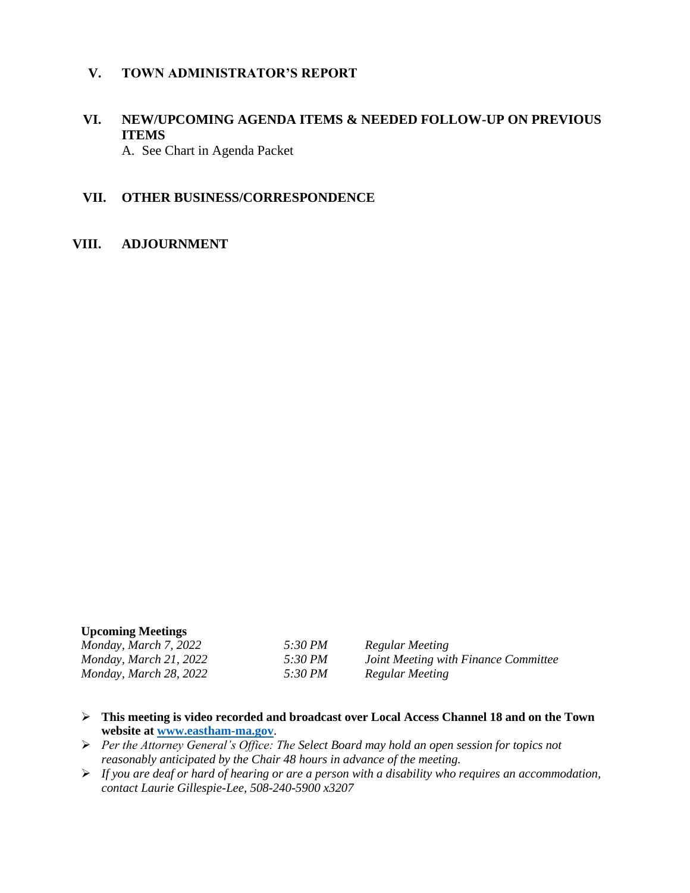## V. TOWN ADMINISTRATOR'S REPORT

## VI. NEW/UPCOMING AGENDA ITEMS & NEEDED FOLLOW-UP ON PREVIOUS ITEMS

A. See Chart in Agenda Packet

## VII. OTHER BUSINESS/CORRESPONDENCE

## VIII. ADJOURNMENT

**Upcoming Meetings**

| | | |
|---|---|---|
| *Monday, March 7, 2022* | *5:30 PM* | *Regular Meeting* |
| *Monday, March 21, 2022* | *5:30 PM* | *Joint Meeting with Finance Committee* |
| *Monday, March 28, 2022* | *5:30 PM* | *Regular Meeting* |

- **This meeting is video recorded and broadcast over Local Access Channel 18 and on the Town website at [www.eastham-ma.gov](http://www.eastham-ma.gov).**
- *Per the Attorney General's Office: The Select Board may hold an open session for topics not reasonably anticipated by the Chair 48 hours in advance of the meeting.*
- *If you are deaf or hard of hearing or are a person with a disability who requires an accommodation, contact Laurie Gillespie-Lee, 508-240-5900 x3207*